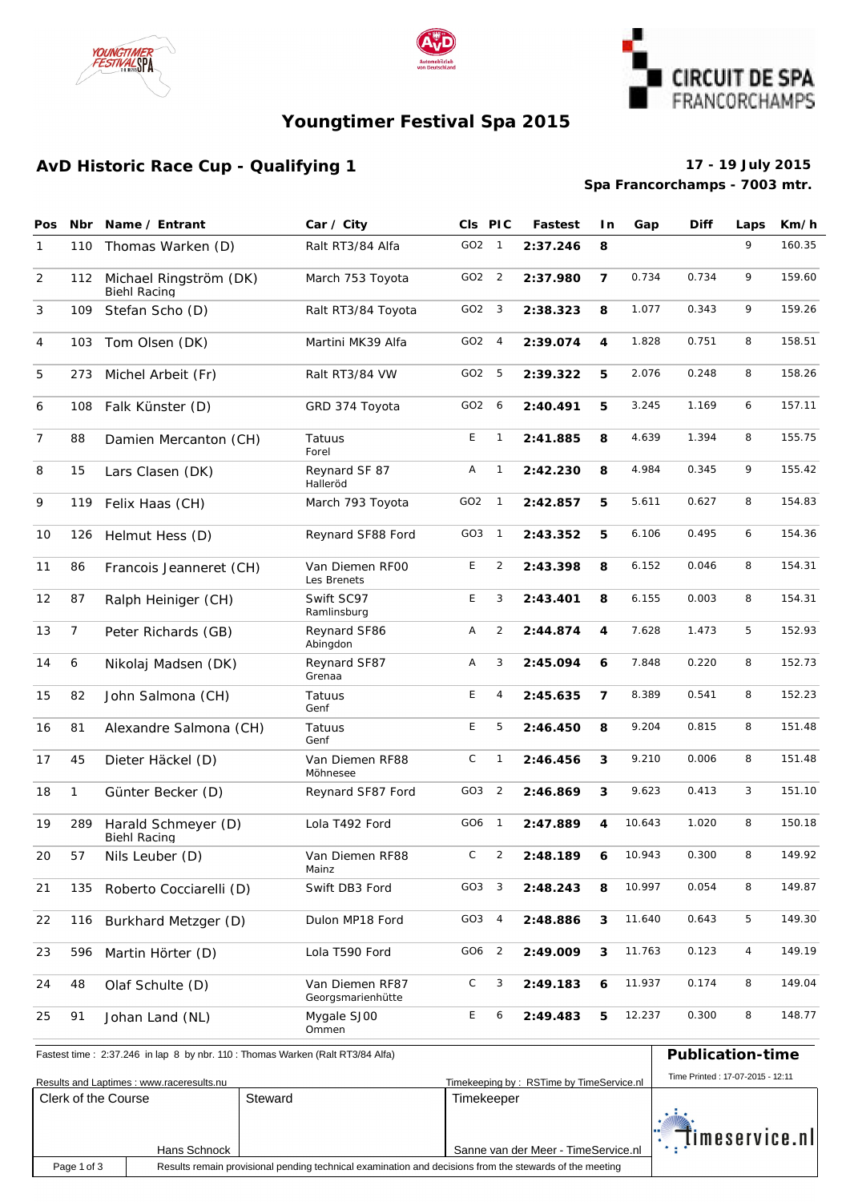# Youngtimer Festival Spa 2015

## AvD Historic Race Cup - Qualifying 1

**17 - 19 July 2015**
**Spa Francorchamps - 7003 mtr.**

| Pos | Nbr | Name / Entrant | Car / City | Cls | PIC | Fastest | In | Gap | Diff | Laps | Km/h |
|---|---|---|---|---|---|---|---|---|---|---|---|
| 1 | 110 | Thomas Warken (D) | Ralt RT3/84 Alfa | GO2 | 1 | **2:37.246** | **8** | | | 9 | 160.35 |
| 2 | 112 | Michael Ringström (DK) Biehl Racing | March 753 Toyota | GO2 | 2 | **2:37.980** | **7** | 0.734 | 0.734 | 9 | 159.60 |
| 3 | 109 | Stefan Scho (D) | Ralt RT3/84 Toyota | GO2 | 3 | **2:38.323** | **8** | 1.077 | 0.343 | 9 | 159.26 |
| 4 | 103 | Tom Olsen (DK) | Martini MK39 Alfa | GO2 | 4 | **2:39.074** | **4** | 1.828 | 0.751 | 8 | 158.51 |
| 5 | 273 | Michel Arbeit (Fr) | Ralt RT3/84 VW | GO2 | 5 | **2:39.322** | **5** | 2.076 | 0.248 | 8 | 158.26 |
| 6 | 108 | Falk Künster (D) | GRD 374 Toyota | GO2 | 6 | **2:40.491** | **5** | 3.245 | 1.169 | 6 | 157.11 |
| 7 | 88 | Damien Mercanton (CH) | Tatuus Forel | E | 1 | **2:41.885** | **8** | 4.639 | 1.394 | 8 | 155.75 |
| 8 | 15 | Lars Clasen (DK) | Reynard SF 87 Halleröd | A | 1 | **2:42.230** | **8** | 4.984 | 0.345 | 9 | 155.42 |
| 9 | 119 | Felix Haas (CH) | March 793 Toyota | GO2 | 1 | **2:42.857** | **5** | 5.611 | 0.627 | 8 | 154.83 |
| 10 | 126 | Helmut Hess (D) | Reynard SF88 Ford | GO3 | 1 | **2:43.352** | **5** | 6.106 | 0.495 | 6 | 154.36 |
| 11 | 86 | Francois Jeanneret (CH) | Van Diemen RF00 Les Brenets | E | 2 | **2:43.398** | **8** | 6.152 | 0.046 | 8 | 154.31 |
| 12 | 87 | Ralph Heiniger (CH) | Swift SC97 Ramlinsburg | E | 3 | **2:43.401** | **8** | 6.155 | 0.003 | 8 | 154.31 |
| 13 | 7 | Peter Richards (GB) | Reynard SF86 Abingdon | A | 2 | **2:44.874** | **4** | 7.628 | 1.473 | 5 | 152.93 |
| 14 | 6 | Nikolaj Madsen (DK) | Reynard SF87 Grenaa | A | 3 | **2:45.094** | **6** | 7.848 | 0.220 | 8 | 152.73 |
| 15 | 82 | John Salmona (CH) | Tatuus Genf | E | 4 | **2:45.635** | **7** | 8.389 | 0.541 | 8 | 152.23 |
| 16 | 81 | Alexandre Salmona (CH) | Tatuus Genf | E | 5 | **2:46.450** | **8** | 9.204 | 0.815 | 8 | 151.48 |
| 17 | 45 | Dieter Häckel (D) | Van Diemen RF88 Möhnesee | C | 1 | **2:46.456** | **3** | 9.210 | 0.006 | 8 | 151.48 |
| 18 | 1 | Günter Becker (D) | Reynard SF87 Ford | GO3 | 2 | **2:46.869** | **3** | 9.623 | 0.413 | 3 | 151.10 |
| 19 | 289 | Harald Schmeyer (D) Biehl Racing | Lola T492 Ford | GO6 | 1 | **2:47.889** | **4** | 10.643 | 1.020 | 8 | 150.18 |
| 20 | 57 | Nils Leuber (D) | Van Diemen RF88 Mainz | C | 2 | **2:48.189** | **6** | 10.943 | 0.300 | 8 | 149.92 |
| 21 | 135 | Roberto Cocciarelli (D) | Swift DB3 Ford | GO3 | 3 | **2:48.243** | **8** | 10.997 | 0.054 | 8 | 149.87 |
| 22 | 116 | Burkhard Metzger (D) | Dulon MP18 Ford | GO3 | 4 | **2:48.886** | **3** | 11.640 | 0.643 | 5 | 149.30 |
| 23 | 596 | Martin Hörter (D) | Lola T590 Ford | GO6 | 2 | **2:49.009** | **3** | 11.763 | 0.123 | 4 | 149.19 |
| 24 | 48 | Olaf Schulte (D) | Van Diemen RF87 Georgsmarienhütte | C | 3 | **2:49.183** | **6** | 11.937 | 0.174 | 8 | 149.04 |
| 25 | 91 | Johan Land (NL) | Mygale SJ00 Ommen | E | 6 | **2:49.483** | **5** | 12.237 | 0.300 | 8 | 148.77 |

Fastest time : 2:37.246 in lap 8 by nbr. 110 : Thomas Warken (Ralt RT3/84 Alfa)

**Publication-time**

Time Printed : 17-07-2015 - 12:11

Results and Laptimes : www.raceresults.nu

Timekeeping by : RSTime by TimeService.nl

| Clerk of the Course | Steward | Timekeeper |
|---|---|---|
| Hans Schnock | | Sanne van der Meer - TimeService.nl |

Results remain provisional pending technical examination and decisions from the stewards of the meeting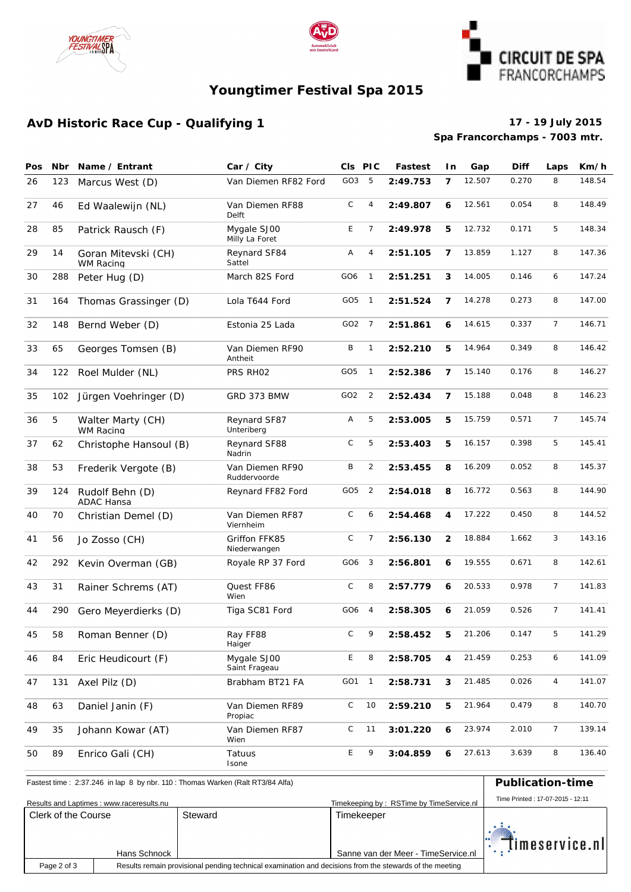# Youngtimer Festival Spa 2015

## AvD Historic Race Cup - Qualifying 1

**17 - 19 July 2015**
**Spa Francorchamps - 7003 mtr.**

| Pos | Nbr | Name / Entrant | Car / City | Cls | PIC | Fastest | In | Gap | Diff | Laps | Km/h |
|---|---|---|---|---|---|---|---|---|---|---|---|
| 26 | 123 | Marcus West (D) | Van Diemen RF82 Ford | GO3 | 5 | **2:49.753** | 7 | 12.507 | 0.270 | 8 | 148.54 |
| 27 | 46 | Ed Waalewijn (NL) | Van Diemen RF88 Delft | C | 4 | **2:49.807** | 6 | 12.561 | 0.054 | 8 | 148.49 |
| 28 | 85 | Patrick Rausch (F) | Mygale SJ00 Milly La Foret | E | 7 | **2:49.978** | 5 | 12.732 | 0.171 | 5 | 148.34 |
| 29 | 14 | Goran Mitevski (CH) WM Racing | Reynard SF84 Sattel | A | 4 | **2:51.105** | 7 | 13.859 | 1.127 | 8 | 147.36 |
| 30 | 288 | Peter Hug (D) | March 82S Ford | GO6 | 1 | **2:51.251** | 3 | 14.005 | 0.146 | 6 | 147.24 |
| 31 | 164 | Thomas Grassinger (D) | Lola T644 Ford | GO5 | 1 | **2:51.524** | 7 | 14.278 | 0.273 | 8 | 147.00 |
| 32 | 148 | Bernd Weber (D) | Estonia 25 Lada | GO2 | 7 | **2:51.861** | 6 | 14.615 | 0.337 | 7 | 146.71 |
| 33 | 65 | Georges Tomsen (B) | Van Diemen RF90 Antheit | B | 1 | **2:52.210** | 5 | 14.964 | 0.349 | 8 | 146.42 |
| 34 | 122 | Roel Mulder (NL) | PRS RH02 | GO5 | 1 | **2:52.386** | 7 | 15.140 | 0.176 | 8 | 146.27 |
| 35 | 102 | Jürgen Voehringer (D) | GRD 373 BMW | GO2 | 2 | **2:52.434** | 7 | 15.188 | 0.048 | 8 | 146.23 |
| 36 | 5 | Walter Marty (CH) WM Racing | Reynard SF87 Unteriberg | A | 5 | **2:53.005** | 5 | 15.759 | 0.571 | 7 | 145.74 |
| 37 | 62 | Christophe Hansoul (B) | Reynard SF88 Nadrin | C | 5 | **2:53.403** | 5 | 16.157 | 0.398 | 5 | 145.41 |
| 38 | 53 | Frederik Vergote (B) | Van Diemen RF90 Ruddervoorde | B | 2 | **2:53.455** | 8 | 16.209 | 0.052 | 8 | 145.37 |
| 39 | 124 | Rudolf Behn (D) ADAC Hansa | Reynard FF82 Ford | GO5 | 2 | **2:54.018** | 8 | 16.772 | 0.563 | 8 | 144.90 |
| 40 | 70 | Christian Demel (D) | Van Diemen RF87 Viernheim | C | 6 | **2:54.468** | 4 | 17.222 | 0.450 | 8 | 144.52 |
| 41 | 56 | Jo Zosso (CH) | Griffon FFK85 Niederwangen | C | 7 | **2:56.130** | 2 | 18.884 | 1.662 | 3 | 143.16 |
| 42 | 292 | Kevin Overman (GB) | Royale RP 37 Ford | GO6 | 3 | **2:56.801** | 6 | 19.555 | 0.671 | 8 | 142.61 |
| 43 | 31 | Rainer Schrems (AT) | Quest FF86 Wien | C | 8 | **2:57.779** | 6 | 20.533 | 0.978 | 7 | 141.83 |
| 44 | 290 | Gero Meyerdierks (D) | Tiga SC81 Ford | GO6 | 4 | **2:58.305** | 6 | 21.059 | 0.526 | 7 | 141.41 |
| 45 | 58 | Roman Benner (D) | Ray FF88 Haiger | C | 9 | **2:58.452** | 5 | 21.206 | 0.147 | 5 | 141.29 |
| 46 | 84 | Eric Heudicourt (F) | Mygale SJ00 Saint Frageau | E | 8 | **2:58.705** | 4 | 21.459 | 0.253 | 6 | 141.09 |
| 47 | 131 | Axel Pilz (D) | Brabham BT21 FA | GO1 | 1 | **2:58.731** | 3 | 21.485 | 0.026 | 4 | 141.07 |
| 48 | 63 | Daniel Janin (F) | Van Diemen RF89 Propiac | C | 10 | **2:59.210** | 5 | 21.964 | 0.479 | 8 | 140.70 |
| 49 | 35 | Johann Kowar (AT) | Van Diemen RF87 Wien | C | 11 | **3:01.220** | 6 | 23.974 | 2.010 | 7 | 139.14 |
| 50 | 89 | Enrico Gali (CH) | Tatuus Isone | E | 9 | **3:04.859** | 6 | 27.613 | 3.639 | 8 | 136.40 |

Fastest time : 2:37.246 in lap 8 by nbr. 110 : Thomas Warken (Ralt RT3/84 Alfa)

**Publication-time**

Time Printed : 17-07-2015 - 12:11

Results and Laptimes : www.raceresults.nu

Timekeeping by : RSTime by TimeService.nl

| Clerk of the Course | Steward | Timekeeper |
|---|---|---|
| Hans Schnock | | Sanne van der Meer - TimeService.nl |

Results remain provisional pending technical examination and decisions from the stewards of the meeting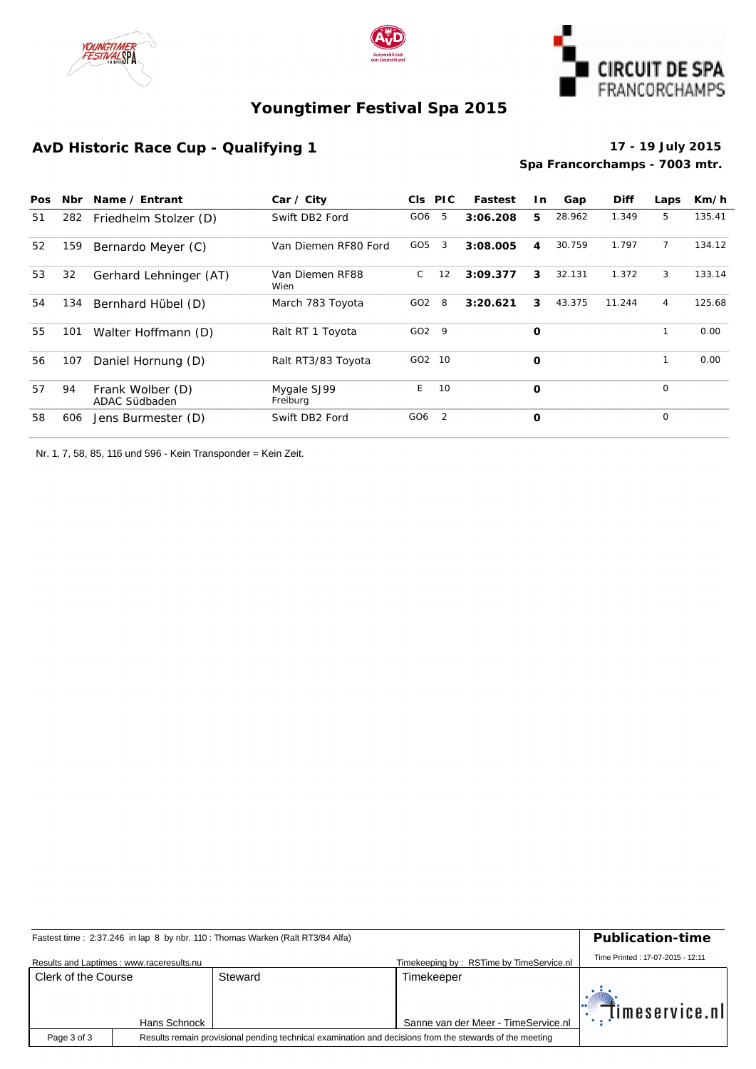# Youngtimer Festival Spa 2015

## AvD Historic Race Cup - Qualifying 1

**17 - 19 July 2015**
**Spa Francorchamps - 7003 mtr.**

| Pos | Nbr | Name / Entrant | Car / City | Cls | PIC | Fastest | In | Gap | Diff | Laps | Km/h |
|---|---|---|---|---|---|---|---|---|---|---|---|
| 51 | 282 | Friedhelm Stolzer (D) | Swift DB2 Ford | GO6 | 5 | **3:06.208** | **5** | 28.962 | 1.349 | 5 | 135.41 |
| 52 | 159 | Bernardo Meyer (C) | Van Diemen RF80 Ford | GO5 | 3 | **3:08.005** | **4** | 30.759 | 1.797 | 7 | 134.12 |
| 53 | 32 | Gerhard Lehninger (AT) | Van Diemen RF88 Wien | C | 12 | **3:09.377** | **3** | 32.131 | 1.372 | 3 | 133.14 |
| 54 | 134 | Bernhard Hübel (D) | March 783 Toyota | GO2 | 8 | **3:20.621** | **3** | 43.375 | 11.244 | 4 | 125.68 |
| 55 | 101 | Walter Hoffmann (D) | Ralt RT 1 Toyota | GO2 | 9 | | **0** | | | 1 | 0.00 |
| 56 | 107 | Daniel Hornung (D) | Ralt RT3/83 Toyota | GO2 | 10 | | **0** | | | 1 | 0.00 |
| 57 | 94 | Frank Wolber (D) ADAC Südbaden | Mygale SJ99 Freiburg | E | 10 | | **0** | | | 0 | |
| 58 | 606 | Jens Burmester (D) | Swift DB2 Ford | GO6 | 2 | | **0** | | | 0 | |

Nr. 1, 7, 58, 85, 116 und 596 - Kein Transponder = Kein Zeit.

Fastest time : 2:37.246 in lap 8 by nbr. 110 : Thomas Warken (Ralt RT3/84 Alfa)

**Publication-time**

Results and Laptimes : www.raceresults.nu

Timekeeping by : RSTime by TimeService.nl

Time Printed : 17-07-2015 - 12:11

| Clerk of the Course | Steward | Timekeeper |
|---|---|---|
| Hans Schnock | | Sanne van der Meer - TimeService.nl |

Results remain provisional pending technical examination and decisions from the stewards of the meeting